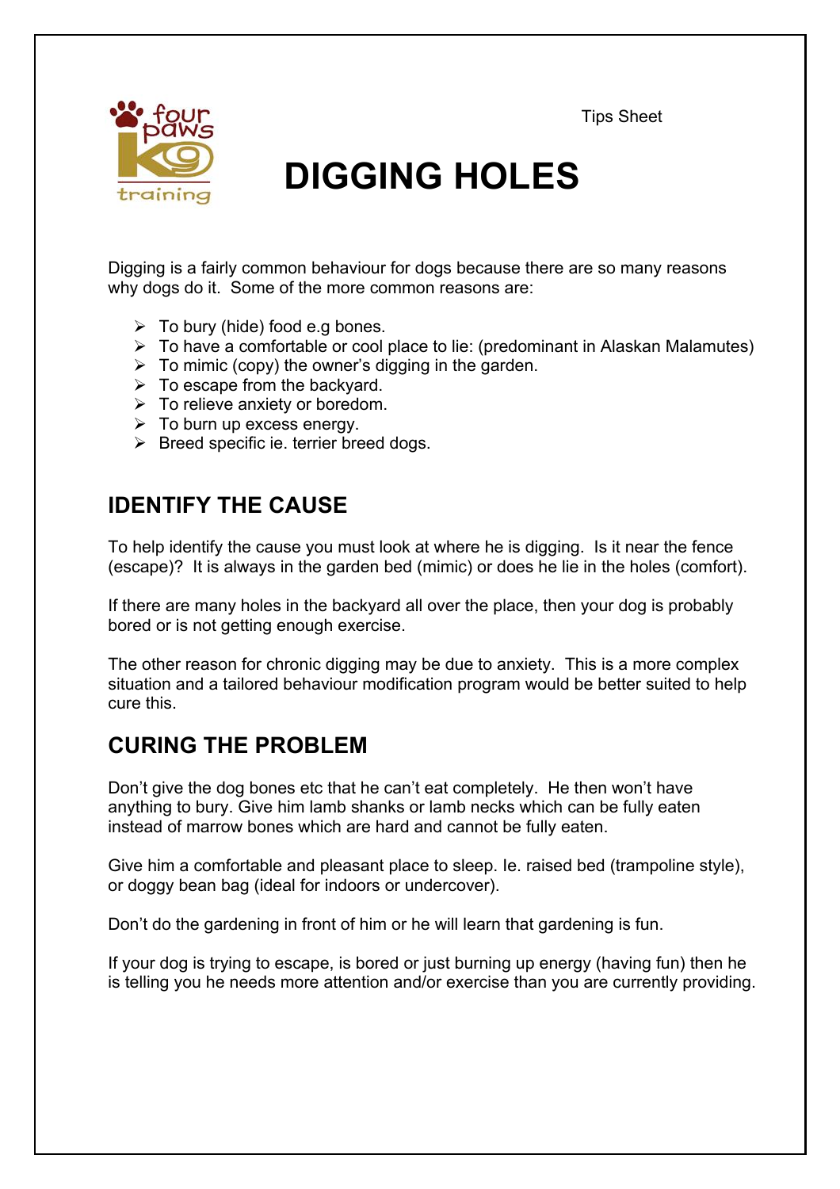four paws K9 training

Tips Sheet

# DIGGING HOLES

Digging is a fairly common behaviour for dogs because there are so many reasons why dogs do it. Some of the more common reasons are:

- To bury (hide) food e.g bones.
- To have a comfortable or cool place to lie: (predominant in Alaskan Malamutes)
- To mimic (copy) the owner's digging in the garden.
- To escape from the backyard.
- To relieve anxiety or boredom.
- To burn up excess energy.
- Breed specific ie. terrier breed dogs.

## IDENTIFY THE CAUSE

To help identify the cause you must look at where he is digging. Is it near the fence (escape)? It is always in the garden bed (mimic) or does he lie in the holes (comfort).

If there are many holes in the backyard all over the place, then your dog is probably bored or is not getting enough exercise.

The other reason for chronic digging may be due to anxiety. This is a more complex situation and a tailored behaviour modification program would be better suited to help cure this.

## CURING THE PROBLEM

Don't give the dog bones etc that he can't eat completely. He then won't have anything to bury. Give him lamb shanks or lamb necks which can be fully eaten instead of marrow bones which are hard and cannot be fully eaten.

Give him a comfortable and pleasant place to sleep. Ie. raised bed (trampoline style), or doggy bean bag (ideal for indoors or undercover).

Don't do the gardening in front of him or he will learn that gardening is fun.

If your dog is trying to escape, is bored or just burning up energy (having fun) then he is telling you he needs more attention and/or exercise than you are currently providing.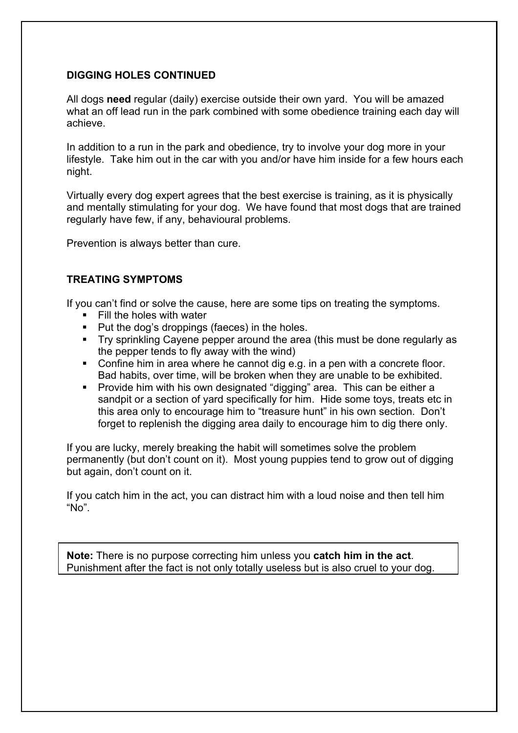## DIGGING HOLES CONTINUED

All dogs **need** regular (daily) exercise outside their own yard. You will be amazed what an off lead run in the park combined with some obedience training each day will achieve.

In addition to a run in the park and obedience, try to involve your dog more in your lifestyle. Take him out in the car with you and/or have him inside for a few hours each night.

Virtually every dog expert agrees that the best exercise is training, as it is physically and mentally stimulating for your dog. We have found that most dogs that are trained regularly have few, if any, behavioural problems.

Prevention is always better than cure.

## TREATING SYMPTOMS

If you can't find or solve the cause, here are some tips on treating the symptoms.

- Fill the holes with water
- Put the dog's droppings (faeces) in the holes.
- Try sprinkling Cayene pepper around the area (this must be done regularly as the pepper tends to fly away with the wind)
- Confine him in area where he cannot dig e.g. in a pen with a concrete floor. Bad habits, over time, will be broken when they are unable to be exhibited.
- Provide him with his own designated "digging" area. This can be either a sandpit or a section of yard specifically for him. Hide some toys, treats etc in this area only to encourage him to "treasure hunt" in his own section. Don't forget to replenish the digging area daily to encourage him to dig there only.

If you are lucky, merely breaking the habit will sometimes solve the problem permanently (but don't count on it). Most young puppies tend to grow out of digging but again, don't count on it.

If you catch him in the act, you can distract him with a loud noise and then tell him "No".

**Note:** There is no purpose correcting him unless you **catch him in the act**. Punishment after the fact is not only totally useless but is also cruel to your dog.